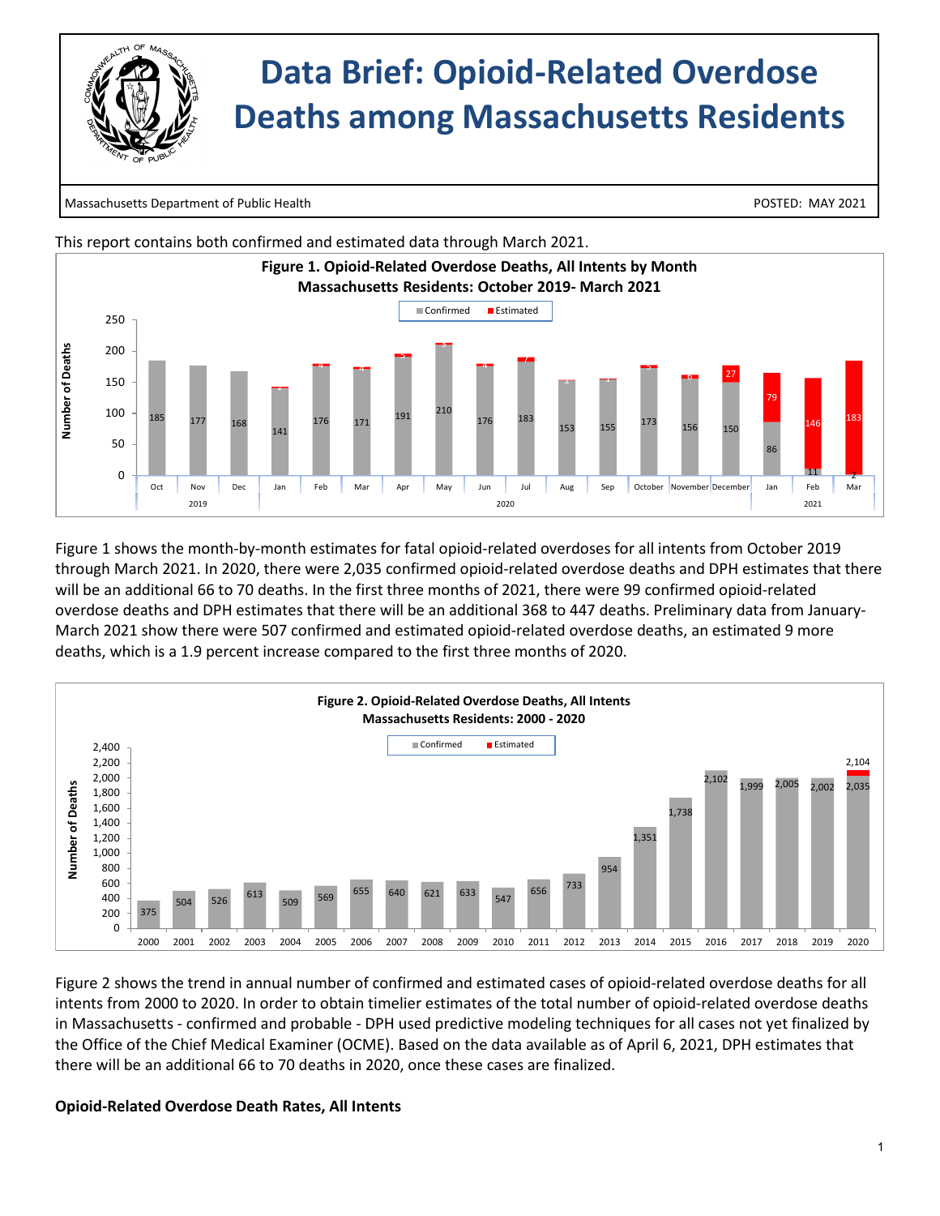# Data Brief: Opioid-Related Overdose Deaths among Massachusetts Residents

Massachusetts Department of Public Health | POSTED: MAY 2021

This report contains both confirmed and estimated data through March 2021.

**Figure 1. Opioid-Related Overdose Deaths, All Intents by Month Massachusetts Residents: October 2019- March 2021**

| Year | Month | Confirmed | Estimated |
|---|---|---|---|
| 2019 | Oct | 185 | |
| 2019 | Nov | 177 | |
| 2019 | Dec | 168 | |
| 2020 | Jan | 141 | 2 |
| 2020 | Feb | 176 | 4 |
| 2020 | Mar | 171 | 4 |
| 2020 | Apr | 191 | 5 |
| 2020 | May | 210 | 3 |
| 2020 | Jun | 176 | 4 |
| 2020 | Jul | 183 | 7 |
| 2020 | Aug | 153 | 1 |
| 2020 | Sep | 155 | 1 |
| 2020 | October | 173 | 5 |
| 2020 | November | 156 | 6 |
| 2020 | December | 150 | 27 |
| 2021 | Jan | 86 | 79 |
| 2021 | Feb | 11 | 146 |
| 2021 | Mar | 2 | 183 |

Figure 1 shows the month-by-month estimates for fatal opioid-related overdoses for all intents from October 2019 through March 2021. In 2020, there were 2,035 confirmed opioid-related overdose deaths and DPH estimates that there will be an additional 66 to 70 deaths. In the first three months of 2021, there were 99 confirmed opioid-related overdose deaths and DPH estimates that there will be an additional 368 to 447 deaths. Preliminary data from January-March 2021 show there were 507 confirmed and estimated opioid-related overdose deaths, an estimated 9 more deaths, which is a 1.9 percent increase compared to the first three months of 2020.

**Figure 2. Opioid-Related Overdose Deaths, All Intents Massachusetts Residents: 2000 - 2020**

| Year | Number of Deaths |
|---|---|
| 2000 | 375 |
| 2001 | 504 |
| 2002 | 526 |
| 2003 | 613 |
| 2004 | 509 |
| 2005 | 569 |
| 2006 | 655 |
| 2007 | 640 |
| 2008 | 621 |
| 2009 | 633 |
| 2010 | 547 |
| 2011 | 656 |
| 2012 | 733 |
| 2013 | 954 |
| 2014 | 1,351 |
| 2015 | 1,738 |
| 2016 | 2,102 |
| 2017 | 1,999 |
| 2018 | 2,005 |
| 2019 | 2,002 |
| 2020 | 2,035 (confirmed); 2,104 (confirmed + estimated) |

Figure 2 shows the trend in annual number of confirmed and estimated cases of opioid-related overdose deaths for all intents from 2000 to 2020. In order to obtain timelier estimates of the total number of opioid-related overdose deaths in Massachusetts - confirmed and probable - DPH used predictive modeling techniques for all cases not yet finalized by the Office of the Chief Medical Examiner (OCME). Based on the data available as of April 6, 2021, DPH estimates that there will be an additional 66 to 70 deaths in 2020, once these cases are finalized.

**Opioid-Related Overdose Death Rates, All Intents**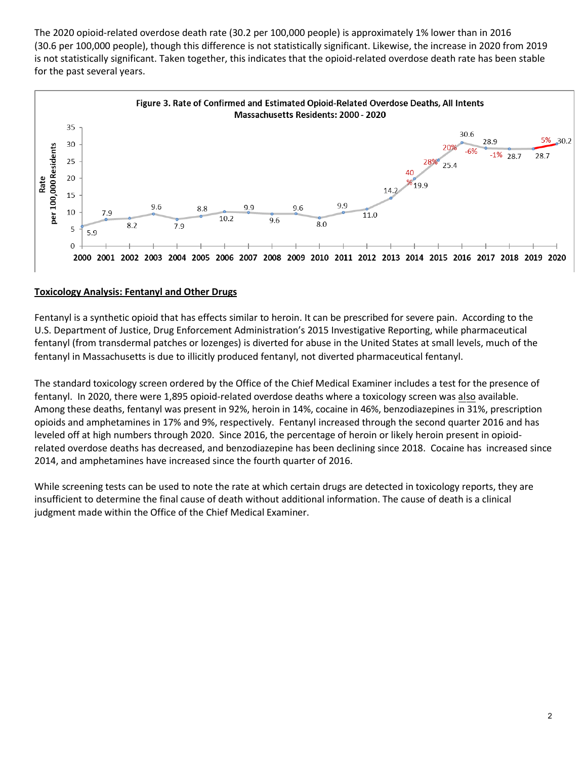The 2020 opioid-related overdose death rate (30.2 per 100,000 people) is approximately 1% lower than in 2016 (30.6 per 100,000 people), though this difference is not statistically significant. Likewise, the increase in 2020 from 2019 is not statistically significant. Taken together, this indicates that the opioid-related overdose death rate has been stable for the past several years.

**Figure 3. Rate of Confirmed and Estimated Opioid-Related Overdose Deaths, All Intents Massachusetts Residents: 2000 - 2020**

| Year | Rate per 100,000 Residents |
|---|---|
| 2000 | 5.9 |
| 2001 | 7.9 |
| 2002 | 8.2 |
| 2003 | 9.6 |
| 2004 | 7.9 |
| 2005 | 8.8 |
| 2006 | 10.2 |
| 2007 | 9.9 |
| 2008 | 9.6 |
| 2009 | 9.6 |
| 2010 | 8.0 |
| 2011 | 9.9 |
| 2012 | 11.0 |
| 2013 | 14.2 |
| 2014 | 19.9 (40%) |
| 2015 | 25.4 (28%) |
| 2016 | 30.6 (20%) |
| 2017 | 28.9 (-6%) |
| 2018 | 28.7 (-1%) |
| 2019 | 28.7 |
| 2020 | 30.2 (5%) |

## Toxicology Analysis: Fentanyl and Other Drugs

Fentanyl is a synthetic opioid that has effects similar to heroin. It can be prescribed for severe pain. According to the U.S. Department of Justice, Drug Enforcement Administration's 2015 Investigative Reporting, while pharmaceutical fentanyl (from transdermal patches or lozenges) is diverted for abuse in the United States at small levels, much of the fentanyl in Massachusetts is due to illicitly produced fentanyl, not diverted pharmaceutical fentanyl.

The standard toxicology screen ordered by the Office of the Chief Medical Examiner includes a test for the presence of fentanyl. In 2020, there were 1,895 opioid-related overdose deaths where a toxicology screen was also available. Among these deaths, fentanyl was present in 92%, heroin in 14%, cocaine in 46%, benzodiazepines in 31%, prescription opioids and amphetamines in 17% and 9%, respectively. Fentanyl increased through the second quarter 2016 and has leveled off at high numbers through 2020. Since 2016, the percentage of heroin or likely heroin present in opioid-related overdose deaths has decreased, and benzodiazepine has been declining since 2018. Cocaine has increased since 2014, and amphetamines have increased since the fourth quarter of 2016.

While screening tests can be used to note the rate at which certain drugs are detected in toxicology reports, they are insufficient to determine the final cause of death without additional information. The cause of death is a clinical judgment made within the Office of the Chief Medical Examiner.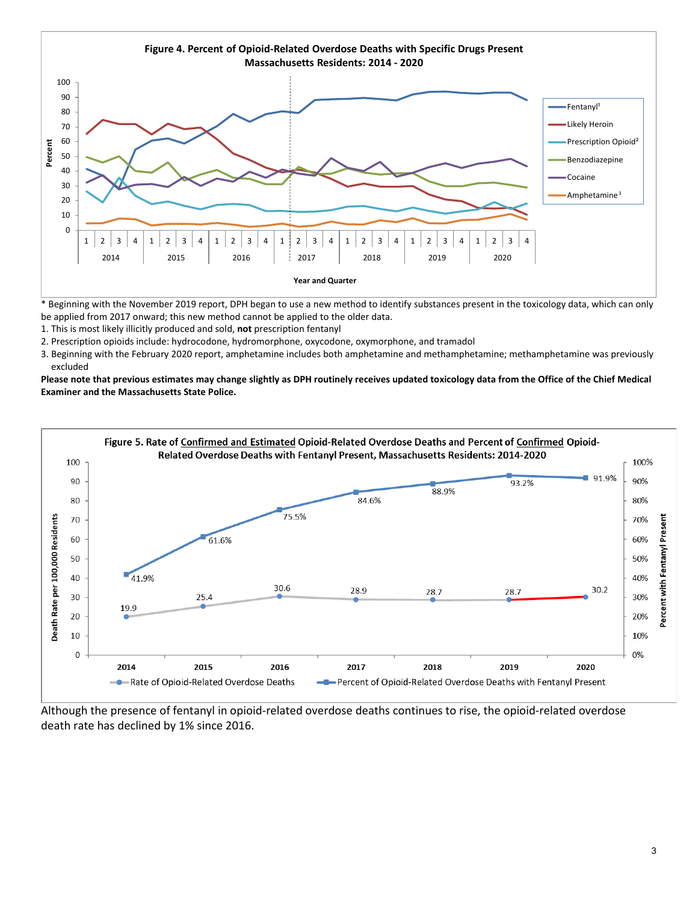**Figure 4. Percent of Opioid-Related Overdose Deaths with Specific Drugs Present Massachusetts Residents: 2014 - 2020**

\* Beginning with the November 2019 report, DPH began to use a new method to identify substances present in the toxicology data, which can only be applied from 2017 onward; this new method cannot be applied to the older data.

1. This is most likely illicitly produced and sold, **not** prescription fentanyl
2. Prescription opioids include: hydrocodone, hydromorphone, oxycodone, oxymorphone, and tramadol
3. Beginning with the February 2020 report, amphetamine includes both amphetamine and methamphetamine; methamphetamine was previously excluded

**Please note that previous estimates may change slightly as DPH routinely receives updated toxicology data from the Office of the Chief Medical Examiner and the Massachusetts State Police.**

**Figure 5. Rate of Confirmed and Estimated Opioid-Related Overdose Deaths and Percent of Confirmed Opioid-Related Overdose Deaths with Fentanyl Present, Massachusetts Residents: 2014-2020**

| Year | Rate of Opioid-Related Overdose Deaths (per 100,000 Residents) | Percent of Opioid-Related Overdose Deaths with Fentanyl Present |
|---|---|---|
| 2014 | 19.9 | 41.9% |
| 2015 | 25.4 | 61.6% |
| 2016 | 30.6 | 75.5% |
| 2017 | 28.9 | 84.6% |
| 2018 | 28.7 | 88.9% |
| 2019 | 28.7 | 93.2% |
| 2020 | 30.2 | 91.9% |

Although the presence of fentanyl in opioid-related overdose deaths continues to rise, the opioid-related overdose death rate has declined by 1% since 2016.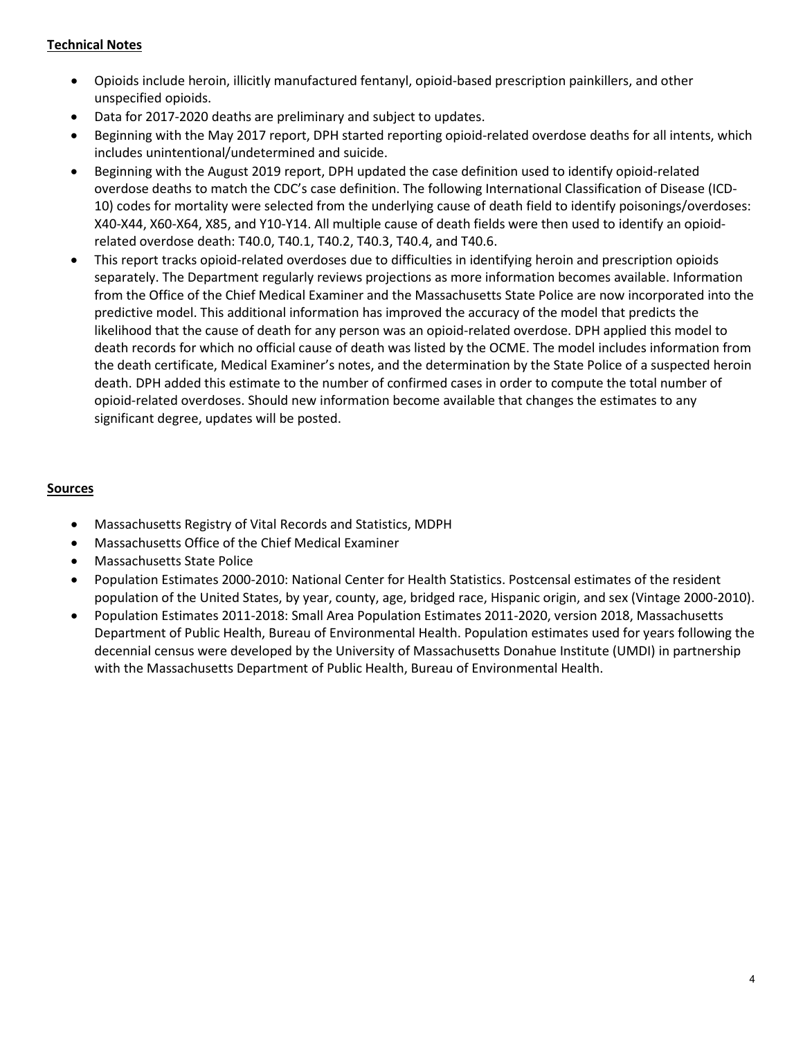**Technical Notes**

- Opioids include heroin, illicitly manufactured fentanyl, opioid-based prescription painkillers, and other unspecified opioids.
- Data for 2017-2020 deaths are preliminary and subject to updates.
- Beginning with the May 2017 report, DPH started reporting opioid-related overdose deaths for all intents, which includes unintentional/undetermined and suicide.
- Beginning with the August 2019 report, DPH updated the case definition used to identify opioid-related overdose deaths to match the CDC's case definition. The following International Classification of Disease (ICD-10) codes for mortality were selected from the underlying cause of death field to identify poisonings/overdoses: X40-X44, X60-X64, X85, and Y10-Y14. All multiple cause of death fields were then used to identify an opioid-related overdose death: T40.0, T40.1, T40.2, T40.3, T40.4, and T40.6.
- This report tracks opioid-related overdoses due to difficulties in identifying heroin and prescription opioids separately. The Department regularly reviews projections as more information becomes available. Information from the Office of the Chief Medical Examiner and the Massachusetts State Police are now incorporated into the predictive model. This additional information has improved the accuracy of the model that predicts the likelihood that the cause of death for any person was an opioid-related overdose. DPH applied this model to death records for which no official cause of death was listed by the OCME. The model includes information from the death certificate, Medical Examiner's notes, and the determination by the State Police of a suspected heroin death. DPH added this estimate to the number of confirmed cases in order to compute the total number of opioid-related overdoses. Should new information become available that changes the estimates to any significant degree, updates will be posted.

**Sources**

- Massachusetts Registry of Vital Records and Statistics, MDPH
- Massachusetts Office of the Chief Medical Examiner
- Massachusetts State Police
- Population Estimates 2000-2010: National Center for Health Statistics. Postcensal estimates of the resident population of the United States, by year, county, age, bridged race, Hispanic origin, and sex (Vintage 2000-2010).
- Population Estimates 2011-2018: Small Area Population Estimates 2011-2020, version 2018, Massachusetts Department of Public Health, Bureau of Environmental Health. Population estimates used for years following the decennial census were developed by the University of Massachusetts Donahue Institute (UMDI) in partnership with the Massachusetts Department of Public Health, Bureau of Environmental Health.